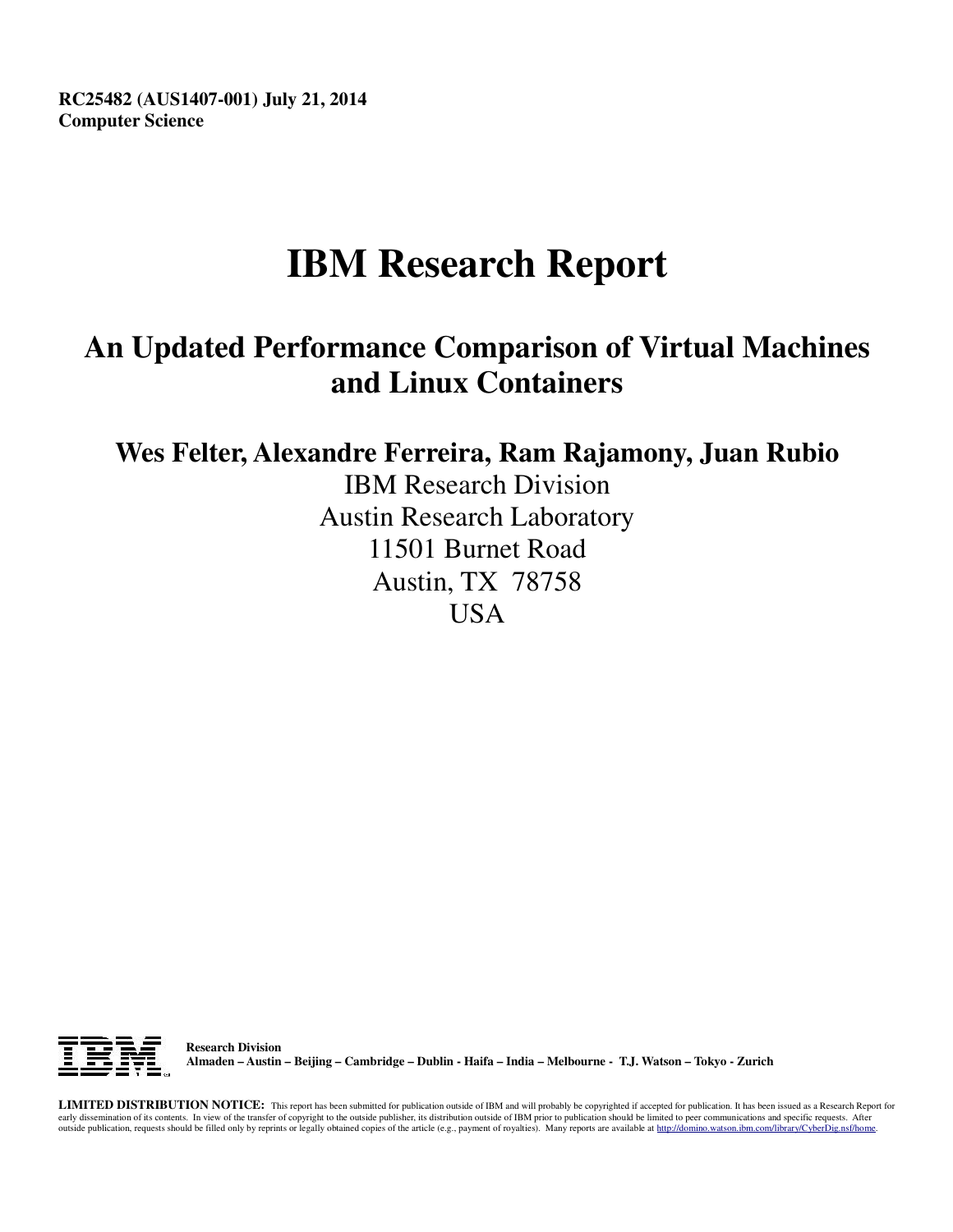**RC25482 (AUS1407-001) July 21, 2014**
**Computer Science**

# IBM Research Report

## An Updated Performance Comparison of Virtual Machines and Linux Containers

### Wes Felter, Alexandre Ferreira, Ram Rajamony, Juan Rubio

IBM Research Division
Austin Research Laboratory
11501 Burnet Road
Austin, TX 78758
USA

**Research Division**
**Almaden – Austin – Beijing – Cambridge – Dublin - Haifa – India – Melbourne - T.J. Watson – Tokyo - Zurich**

**LIMITED DISTRIBUTION NOTICE:** This report has been submitted for publication outside of IBM and will probably be copyrighted if accepted for publication. It has been issued as a Research Report for early dissemination of its contents. In view of the transfer of copyright to the outside publisher, its distribution outside of IBM prior to publication should be limited to peer communications and specific requests. After outside publication, requests should be filled only by reprints or legally obtained copies of the article (e.g., payment of royalties). Many reports are available at http://domino.watson.ibm.com/library/CyberDig.nsf/home.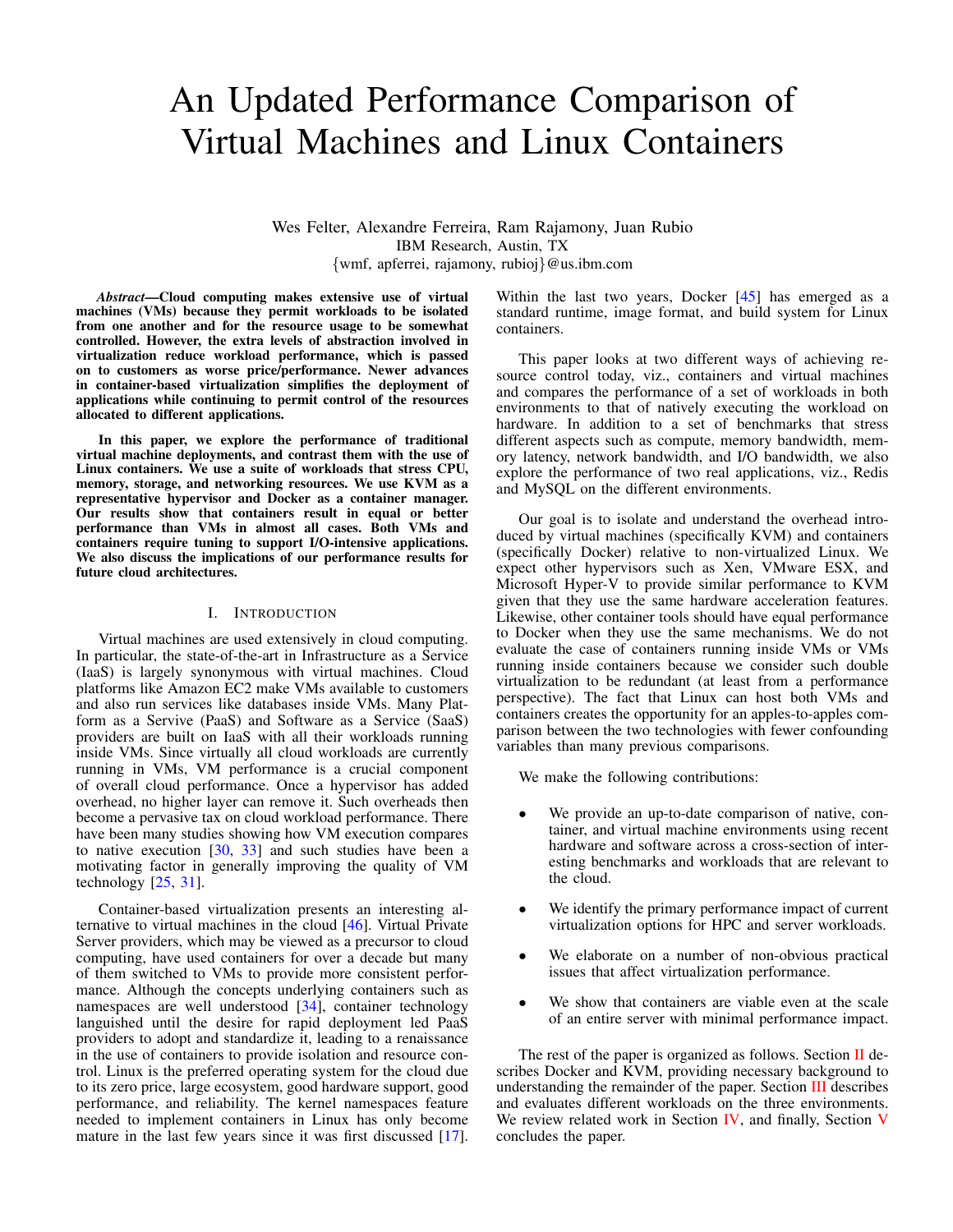# An Updated Performance Comparison of Virtual Machines and Linux Containers

Wes Felter, Alexandre Ferreira, Ram Rajamony, Juan Rubio
IBM Research, Austin, TX
{wmf, apferrei, rajamony, rubioj}@us.ibm.com

***Abstract*—Cloud computing makes extensive use of virtual machines (VMs) because they permit workloads to be isolated from one another and for the resource usage to be somewhat controlled. However, the extra levels of abstraction involved in virtualization reduce workload performance, which is passed on to customers as worse price/performance. Newer advances in container-based virtualization simplifies the deployment of applications while continuing to permit control of the resources allocated to different applications.**

**In this paper, we explore the performance of traditional virtual machine deployments, and contrast them with the use of Linux containers. We use a suite of workloads that stress CPU, memory, storage, and networking resources. We use KVM as a representative hypervisor and Docker as a container manager. Our results show that containers result in equal or better performance than VMs in almost all cases. Both VMs and containers require tuning to support I/O-intensive applications. We also discuss the implications of our performance results for future cloud architectures.**

## I. INTRODUCTION

Virtual machines are used extensively in cloud computing. In particular, the state-of-the-art in Infrastructure as a Service (IaaS) is largely synonymous with virtual machines. Cloud platforms like Amazon EC2 make VMs available to customers and also run services like databases inside VMs. Many Platform as a Servive (PaaS) and Software as a Service (SaaS) providers are built on IaaS with all their workloads running inside VMs. Since virtually all cloud workloads are currently running in VMs, VM performance is a crucial component of overall cloud performance. Once a hypervisor has added overhead, no higher layer can remove it. Such overheads then become a pervasive tax on cloud workload performance. There have been many studies showing how VM execution compares to native execution [30, 33] and such studies have been a motivating factor in generally improving the quality of VM technology [25, 31].

Container-based virtualization presents an interesting alternative to virtual machines in the cloud [46]. Virtual Private Server providers, which may be viewed as a precursor to cloud computing, have used containers for over a decade but many of them switched to VMs to provide more consistent performance. Although the concepts underlying containers such as namespaces are well understood [34], container technology languished until the desire for rapid deployment led PaaS providers to adopt and standardize it, leading to a renaissance in the use of containers to provide isolation and resource control. Linux is the preferred operating system for the cloud due to its zero price, large ecosystem, good hardware support, good performance, and reliability. The kernel namespaces feature needed to implement containers in Linux has only become mature in the last few years since it was first discussed [17]. Within the last two years, Docker [45] has emerged as a standard runtime, image format, and build system for Linux containers.

This paper looks at two different ways of achieving resource control today, viz., containers and virtual machines and compares the performance of a set of workloads in both environments to that of natively executing the workload on hardware. In addition to a set of benchmarks that stress different aspects such as compute, memory bandwidth, memory latency, network bandwidth, and I/O bandwidth, we also explore the performance of two real applications, viz., Redis and MySQL on the different environments.

Our goal is to isolate and understand the overhead introduced by virtual machines (specifically KVM) and containers (specifically Docker) relative to non-virtualized Linux. We expect other hypervisors such as Xen, VMware ESX, and Microsoft Hyper-V to provide similar performance to KVM given that they use the same hardware acceleration features. Likewise, other container tools should have equal performance to Docker when they use the same mechanisms. We do not evaluate the case of containers running inside VMs or VMs running inside containers because we consider such double virtualization to be redundant (at least from a performance perspective). The fact that Linux can host both VMs and containers creates the opportunity for an apples-to-apples comparison between the two technologies with fewer confounding variables than many previous comparisons.

We make the following contributions:

- We provide an up-to-date comparison of native, container, and virtual machine environments using recent hardware and software across a cross-section of interesting benchmarks and workloads that are relevant to the cloud.
- We identify the primary performance impact of current virtualization options for HPC and server workloads.
- We elaborate on a number of non-obvious practical issues that affect virtualization performance.
- We show that containers are viable even at the scale of an entire server with minimal performance impact.

The rest of the paper is organized as follows. Section II describes Docker and KVM, providing necessary background to understanding the remainder of the paper. Section III describes and evaluates different workloads on the three environments. We review related work in Section IV, and finally, Section V concludes the paper.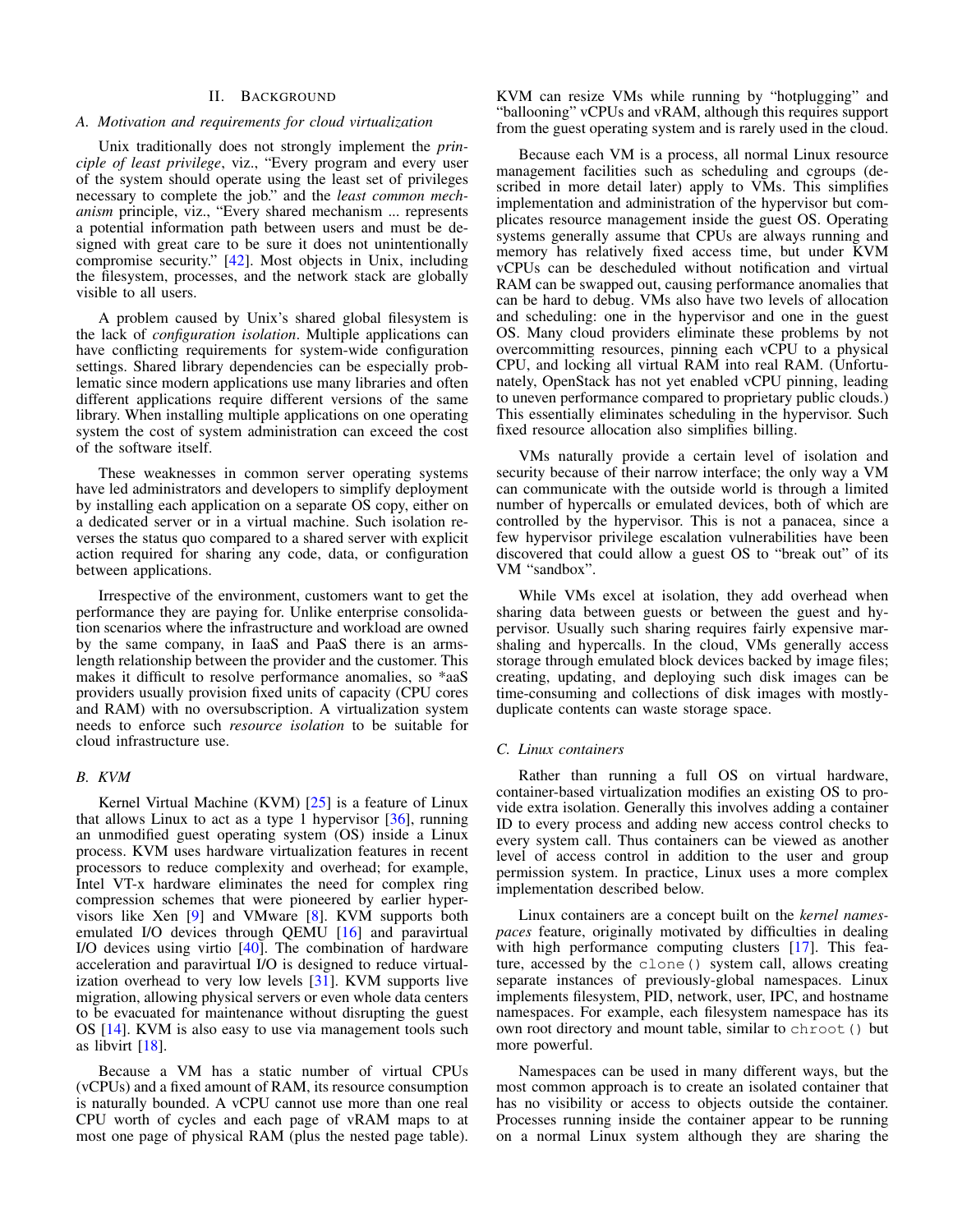## II. Background

### A. Motivation and requirements for cloud virtualization

Unix traditionally does not strongly implement the *principle of least privilege*, viz., "Every program and every user of the system should operate using the least set of privileges necessary to complete the job." and the *least common mechanism* principle, viz., "Every shared mechanism ... represents a potential information path between users and must be designed with great care to be sure it does not unintentionally compromise security." [42]. Most objects in Unix, including the filesystem, processes, and the network stack are globally visible to all users.

A problem caused by Unix's shared global filesystem is the lack of *configuration isolation*. Multiple applications can have conflicting requirements for system-wide configuration settings. Shared library dependencies can be especially problematic since modern applications use many libraries and often different applications require different versions of the same library. When installing multiple applications on one operating system the cost of system administration can exceed the cost of the software itself.

These weaknesses in common server operating systems have led administrators and developers to simplify deployment by installing each application on a separate OS copy, either on a dedicated server or in a virtual machine. Such isolation reverses the status quo compared to a shared server with explicit action required for sharing any code, data, or configuration between applications.

Irrespective of the environment, customers want to get the performance they are paying for. Unlike enterprise consolidation scenarios where the infrastructure and workload are owned by the same company, in IaaS and PaaS there is an arms-length relationship between the provider and the customer. This makes it difficult to resolve performance anomalies, so *aaS providers usually provision fixed units of capacity (CPU cores and RAM) with no oversubscription. A virtualization system needs to enforce such *resource isolation* to be suitable for cloud infrastructure use.

### B. KVM

Kernel Virtual Machine (KVM) [25] is a feature of Linux that allows Linux to act as a type 1 hypervisor [36], running an unmodified guest operating system (OS) inside a Linux process. KVM uses hardware virtualization features in recent processors to reduce complexity and overhead; for example, Intel VT-x hardware eliminates the need for complex ring compression schemes that were pioneered by earlier hypervisors like Xen [9] and VMware [8]. KVM supports both emulated I/O devices through QEMU [16] and paravirtual I/O devices using virtio [40]. The combination of hardware acceleration and paravirtual I/O is designed to reduce virtualization overhead to very low levels [31]. KVM supports live migration, allowing physical servers or even whole data centers to be evacuated for maintenance without disrupting the guest OS [14]. KVM is also easy to use via management tools such as libvirt [18].

Because a VM has a static number of virtual CPUs (vCPUs) and a fixed amount of RAM, its resource consumption is naturally bounded. A vCPU cannot use more than one real CPU worth of cycles and each page of vRAM maps to at most one page of physical RAM (plus the nested page table). KVM can resize VMs while running by "hotplugging" and "ballooning" vCPUs and vRAM, although this requires support from the guest operating system and is rarely used in the cloud.

Because each VM is a process, all normal Linux resource management facilities such as scheduling and cgroups (described in more detail later) apply to VMs. This simplifies implementation and administration of the hypervisor but complicates resource management inside the guest OS. Operating systems generally assume that CPUs are always running and memory has relatively fixed access time, but under KVM vCPUs can be descheduled without notification and virtual RAM can be swapped out, causing performance anomalies that can be hard to debug. VMs also have two levels of allocation and scheduling: one in the hypervisor and one in the guest OS. Many cloud providers eliminate these problems by not overcommitting resources, pinning each vCPU to a physical CPU, and locking all virtual RAM into real RAM. (Unfortunately, OpenStack has not yet enabled vCPU pinning, leading to uneven performance compared to proprietary public clouds.) This essentially eliminates scheduling in the hypervisor. Such fixed resource allocation also simplifies billing.

VMs naturally provide a certain level of isolation and security because of their narrow interface; the only way a VM can communicate with the outside world is through a limited number of hypercalls or emulated devices, both of which are controlled by the hypervisor. This is not a panacea, since a few hypervisor privilege escalation vulnerabilities have been discovered that could allow a guest OS to "break out" of its VM "sandbox".

While VMs excel at isolation, they add overhead when sharing data between guests or between the guest and hypervisor. Usually such sharing requires fairly expensive marshaling and hypercalls. In the cloud, VMs generally access storage through emulated block devices backed by image files; creating, updating, and deploying such disk images can be time-consuming and collections of disk images with mostly-duplicate contents can waste storage space.

### C. Linux containers

Rather than running a full OS on virtual hardware, container-based virtualization modifies an existing OS to provide extra isolation. Generally this involves adding a container ID to every process and adding new access control checks to every system call. Thus containers can be viewed as another level of access control in addition to the user and group permission system. In practice, Linux uses a more complex implementation described below.

Linux containers are a concept built on the *kernel namespaces* feature, originally motivated by difficulties in dealing with high performance computing clusters [17]. This feature, accessed by the `clone()` system call, allows creating separate instances of previously-global namespaces. Linux implements filesystem, PID, network, user, IPC, and hostname namespaces. For example, each filesystem namespace has its own root directory and mount table, similar to `chroot()` but more powerful.

Namespaces can be used in many different ways, but the most common approach is to create an isolated container that has no visibility or access to objects outside the container. Processes running inside the container appear to be running on a normal Linux system although they are sharing the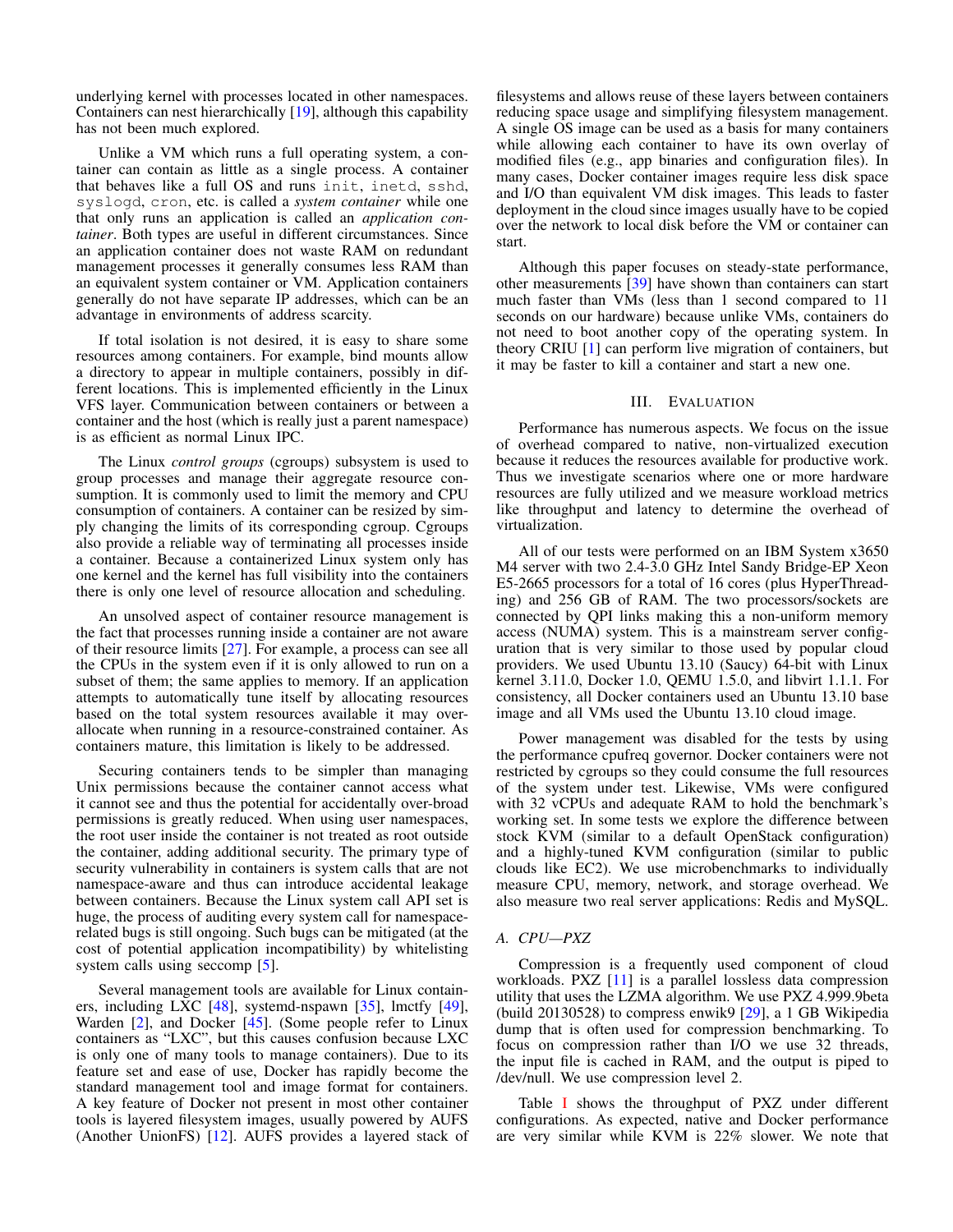underlying kernel with processes located in other namespaces. Containers can nest hierarchically [19], although this capability has not been much explored.

Unlike a VM which runs a full operating system, a container can contain as little as a single process. A container that behaves like a full OS and runs `init`, `inetd`, `sshd`, `syslogd`, `cron`, etc. is called a *system container* while one that only runs an application is called an *application container*. Both types are useful in different circumstances. Since an application container does not waste RAM on redundant management processes it generally consumes less RAM than an equivalent system container or VM. Application containers generally do not have separate IP addresses, which can be an advantage in environments of address scarcity.

If total isolation is not desired, it is easy to share some resources among containers. For example, bind mounts allow a directory to appear in multiple containers, possibly in different locations. This is implemented efficiently in the Linux VFS layer. Communication between containers or between a container and the host (which is really just a parent namespace) is as efficient as normal Linux IPC.

The Linux *control groups* (cgroups) subsystem is used to group processes and manage their aggregate resource consumption. It is commonly used to limit the memory and CPU consumption of containers. A container can be resized by simply changing the limits of its corresponding cgroup. Cgroups also provide a reliable way of terminating all processes inside a container. Because a containerized Linux system only has one kernel and the kernel has full visibility into the containers there is only one level of resource allocation and scheduling.

An unsolved aspect of container resource management is the fact that processes running inside a container are not aware of their resource limits [27]. For example, a process can see all the CPUs in the system even if it is only allowed to run on a subset of them; the same applies to memory. If an application attempts to automatically tune itself by allocating resources based on the total system resources available it may over-allocate when running in a resource-constrained container. As containers mature, this limitation is likely to be addressed.

Securing containers tends to be simpler than managing Unix permissions because the container cannot access what it cannot see and thus the potential for accidentally over-broad permissions is greatly reduced. When using user namespaces, the root user inside the container is not treated as root outside the container, adding additional security. The primary type of security vulnerability in containers is system calls that are not namespace-aware and thus can introduce accidental leakage between containers. Because the Linux system call API set is huge, the process of auditing every system call for namespace-related bugs is still ongoing. Such bugs can be mitigated (at the cost of potential application incompatibility) by whitelisting system calls using seccomp [5].

Several management tools are available for Linux containers, including LXC [48], systemd-nspawn [35], lmctfy [49], Warden [2], and Docker [45]. (Some people refer to Linux containers as "LXC", but this causes confusion because LXC is only one of many tools to manage containers). Due to its feature set and ease of use, Docker has rapidly become the standard management tool and image format for containers. A key feature of Docker not present in most other container tools is layered filesystem images, usually powered by AUFS (Another UnionFS) [12]. AUFS provides a layered stack of filesystems and allows reuse of these layers between containers reducing space usage and simplifying filesystem management. A single OS image can be used as a basis for many containers while allowing each container to have its own overlay of modified files (e.g., app binaries and configuration files). In many cases, Docker container images require less disk space and I/O than equivalent VM disk images. This leads to faster deployment in the cloud since images usually have to be copied over the network to local disk before the VM or container can start.

Although this paper focuses on steady-state performance, other measurements [39] have shown than containers can start much faster than VMs (less than 1 second compared to 11 seconds on our hardware) because unlike VMs, containers do not need to boot another copy of the operating system. In theory CRIU [1] can perform live migration of containers, but it may be faster to kill a container and start a new one.

## III. Evaluation

Performance has numerous aspects. We focus on the issue of overhead compared to native, non-virtualized execution because it reduces the resources available for productive work. Thus we investigate scenarios where one or more hardware resources are fully utilized and we measure workload metrics like throughput and latency to determine the overhead of virtualization.

All of our tests were performed on an IBM System x3650 M4 server with two 2.4-3.0 GHz Intel Sandy Bridge-EP Xeon E5-2665 processors for a total of 16 cores (plus HyperThreading) and 256 GB of RAM. The two processors/sockets are connected by QPI links making this a non-uniform memory access (NUMA) system. This is a mainstream server configuration that is very similar to those used by popular cloud providers. We used Ubuntu 13.10 (Saucy) 64-bit with Linux kernel 3.11.0, Docker 1.0, QEMU 1.5.0, and libvirt 1.1.1. For consistency, all Docker containers used an Ubuntu 13.10 base image and all VMs used the Ubuntu 13.10 cloud image.

Power management was disabled for the tests by using the performance cpufreq governor. Docker containers were not restricted by cgroups so they could consume the full resources of the system under test. Likewise, VMs were configured with 32 vCPUs and adequate RAM to hold the benchmark's working set. In some tests we explore the difference between stock KVM (similar to a default OpenStack configuration) and a highly-tuned KVM configuration (similar to public clouds like EC2). We use microbenchmarks to individually measure CPU, memory, network, and storage overhead. We also measure two real server applications: Redis and MySQL.

### A. CPU—PXZ

Compression is a frequently used component of cloud workloads. PXZ [11] is a parallel lossless data compression utility that uses the LZMA algorithm. We use PXZ 4.999.9beta (build 20130528) to compress enwik9 [29], a 1 GB Wikipedia dump that is often used for compression benchmarking. To focus on compression rather than I/O we use 32 threads, the input file is cached in RAM, and the output is piped to /dev/null. We use compression level 2.

Table I shows the throughput of PXZ under different configurations. As expected, native and Docker performance are very similar while KVM is 22% slower. We note that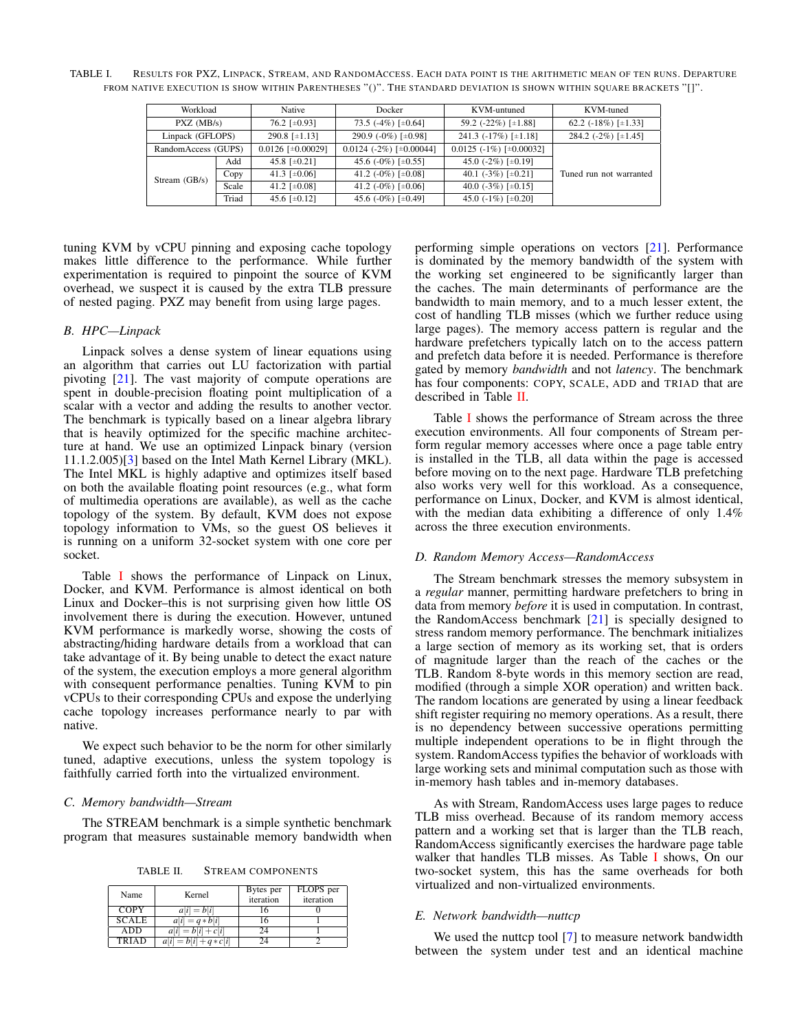TABLE I. Results for PXZ, Linpack, Stream, and RandomAccess. Each data point is the arithmetic mean of ten runs. Departure from native execution is show within parentheses "()". The standard deviation is shown within square brackets "[]".

| Workload | | Native | Docker | KVM-untuned | KVM-tuned |
|---|---|---|---|---|---|
| PXZ (MB/s) | | 76.2 [±0.93] | 73.5 (-4%) [±0.64] | 59.2 (-22%) [±1.88] | 62.2 (-18%) [±1.33] |
| Linpack (GFLOPS) | | 290.8 [±1.13] | 290.9 (-0%) [±0.98] | 241.3 (-17%) [±1.18] | 284.2 (-2%) [±1.45] |
| RandomAccess (GUPS) | | 0.0126 [±0.00029] | 0.0124 (-2%) [±0.00044] | 0.0125 (-1%) [±0.00032] | Tuned run not warranted |
| Stream (GB/s) | Add | 45.8 [±0.21] | 45.6 (-0%) [±0.55] | 45.0 (-2%) [±0.19] | |
| | Copy | 41.3 [±0.06] | 41.2 (-0%) [±0.08] | 40.1 (-3%) [±0.21] | |
| | Scale | 41.2 [±0.08] | 41.2 (-0%) [±0.06] | 40.0 (-3%) [±0.15] | |
| | Triad | 45.6 [±0.12] | 45.6 (-0%) [±0.49] | 45.0 (-1%) [±0.20] | |

tuning KVM by vCPU pinning and exposing cache topology makes little difference to the performance. While further experimentation is required to pinpoint the source of KVM overhead, we suspect it is caused by the extra TLB pressure of nested paging. PXZ may benefit from using large pages.

### B. HPC—Linpack

Linpack solves a dense system of linear equations using an algorithm that carries out LU factorization with partial pivoting [21]. The vast majority of compute operations are spent in double-precision floating point multiplication of a scalar with a vector and adding the results to another vector. The benchmark is typically based on a linear algebra library that is heavily optimized for the specific machine architecture at hand. We use an optimized Linpack binary (version 11.1.2.005)[3] based on the Intel Math Kernel Library (MKL). The Intel MKL is highly adaptive and optimizes itself based on both the available floating point resources (e.g., what form of multimedia operations are available), as well as the cache topology of the system. By default, KVM does not expose topology information to VMs, so the guest OS believes it is running on a uniform 32-socket system with one core per socket.

Table I shows the performance of Linpack on Linux, Docker, and KVM. Performance is almost identical on both Linux and Docker–this is not surprising given how little OS involvement there is during the execution. However, untuned KVM performance is markedly worse, showing the costs of abstracting/hiding hardware details from a workload that can take advantage of it. By being unable to detect the exact nature of the system, the execution employs a more general algorithm with consequent performance penalties. Tuning KVM to pin vCPUs to their corresponding CPUs and expose the underlying cache topology increases performance nearly to par with native.

We expect such behavior to be the norm for other similarly tuned, adaptive executions, unless the system topology is faithfully carried forth into the virtualized environment.

### C. Memory bandwidth—Stream

The STREAM benchmark is a simple synthetic benchmark program that measures sustainable memory bandwidth when performing simple operations on vectors [21]. Performance is dominated by the memory bandwidth of the system with the working set engineered to be significantly larger than the caches. The main determinants of performance are the bandwidth to main memory, and to a much lesser extent, the cost of handling TLB misses (which we further reduce using large pages). The memory access pattern is regular and the hardware prefetchers typically latch on to the access pattern and prefetch data before it is needed. Performance is therefore gated by memory *bandwidth* and not *latency*. The benchmark has four components: COPY, SCALE, ADD and TRIAD that are described in Table II.

TABLE II. Stream components

| Name | Kernel | Bytes per iteration | FLOPS per iteration |
|---|---|---|---|
| COPY | $a[i] = b[i]$ | 16 | 0 |
| SCALE | $a[i] = q * b[i]$ | 16 | 1 |
| ADD | $a[i] = b[i] + c[i]$ | 24 | 1 |
| TRIAD | $a[i] = b[i] + q * c[i]$ | 24 | 2 |

Table I shows the performance of Stream across the three execution environments. All four components of Stream perform regular memory accesses where once a page table entry is installed in the TLB, all data within the page is accessed before moving on to the next page. Hardware TLB prefetching also works very well for this workload. As a consequence, performance on Linux, Docker, and KVM is almost identical, with the median data exhibiting a difference of only 1.4% across the three execution environments.

### D. Random Memory Access—RandomAccess

The Stream benchmark stresses the memory subsystem in a *regular* manner, permitting hardware prefetchers to bring in data from memory *before* it is used in computation. In contrast, the RandomAccess benchmark [21] is specially designed to stress random memory performance. The benchmark initializes a large section of memory as its working set, that is orders of magnitude larger than the reach of the caches or the TLB. Random 8-byte words in this memory section are read, modified (through a simple XOR operation) and written back. The random locations are generated by using a linear feedback shift register requiring no memory operations. As a result, there is no dependency between successive operations permitting multiple independent operations to be in flight through the system. RandomAccess typifies the behavior of workloads with large working sets and minimal computation such as those with in-memory hash tables and in-memory databases.

As with Stream, RandomAccess uses large pages to reduce TLB miss overhead. Because of its random memory access pattern and a working set that is larger than the TLB reach, RandomAccess significantly exercises the hardware page table walker that handles TLB misses. As Table I shows, On our two-socket system, this has the same overheads for both virtualized and non-virtualized environments.

### E. Network bandwidth—nuttcp

We used the nuttcp tool [7] to measure network bandwidth between the system under test and an identical machine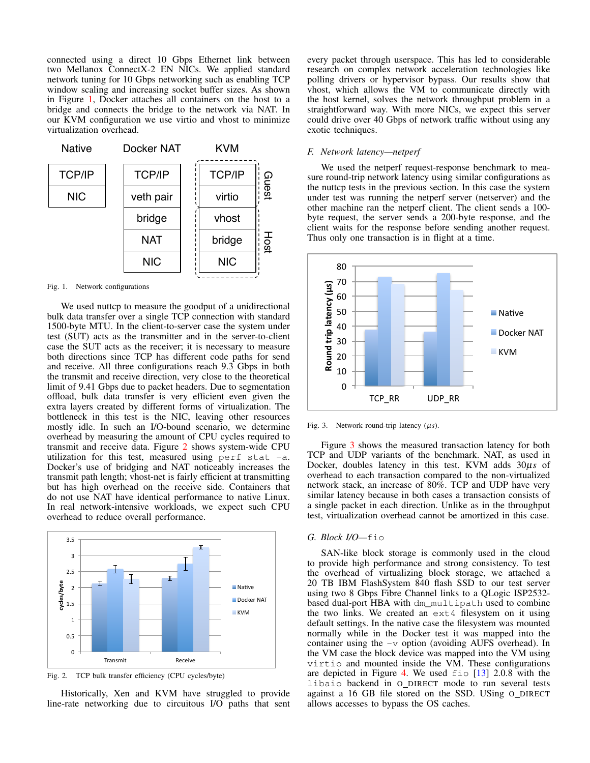connected using a direct 10 Gbps Ethernet link between two Mellanox ConnectX-2 EN NICs. We applied standard network tuning for 10 Gbps networking such as enabling TCP window scaling and increasing socket buffer sizes. As shown in Figure 1, Docker attaches all containers on the host to a bridge and connects the bridge to the network via NAT. In our KVM configuration we use virtio and vhost to minimize virtualization overhead.

| Native | Docker NAT | KVM | |
|---|---|---|---|
| TCP/IP | TCP/IP | TCP/IP | Guest |
| NIC | veth pair | virtio | Guest |
| | bridge | vhost | Host |
| | NAT | bridge | Host |
| | NIC | NIC | Host |

Fig. 1. Network configurations

We used nuttcp to measure the goodput of a unidirectional bulk data transfer over a single TCP connection with standard 1500-byte MTU. In the client-to-server case the system under test (SUT) acts as the transmitter and in the server-to-client case the SUT acts as the receiver; it is necessary to measure both directions since TCP has different code paths for send and receive. All three configurations reach 9.3 Gbps in both the transmit and receive direction, very close to the theoretical limit of 9.41 Gbps due to packet headers. Due to segmentation offload, bulk data transfer is very efficient even given the extra layers created by different forms of virtualization. The bottleneck in this test is the NIC, leaving other resources mostly idle. In such an I/O-bound scenario, we determine overhead by measuring the amount of CPU cycles required to transmit and receive data. Figure 2 shows system-wide CPU utilization for this test, measured using `perf stat -a`. Docker's use of bridging and NAT noticeably increases the transmit path length; vhost-net is fairly efficient at transmitting but has high overhead on the receive side. Containers that do not use NAT have identical performance to native Linux. In real network-intensive workloads, we expect such CPU overhead to reduce overall performance.

Fig. 2. TCP bulk transfer efficiency (CPU cycles/byte)

Historically, Xen and KVM have struggled to provide line-rate networking due to circuitous I/O paths that sent every packet through userspace. This has led to considerable research on complex network acceleration technologies like polling drivers or hypervisor bypass. Our results show that vhost, which allows the VM to communicate directly with the host kernel, solves the network throughput problem in a straightforward way. With more NICs, we expect this server could drive over 40 Gbps of network traffic without using any exotic techniques.

### *F. Network latency—netperf*

We used the netperf request-response benchmark to measure round-trip network latency using similar configurations as the nuttcp tests in the previous section. In this case the system under test was running the netperf server (netserver) and the other machine ran the netperf client. The client sends a 100-byte request, the server sends a 200-byte response, and the client waits for the response before sending another request. Thus only one transaction is in flight at a time.

Fig. 3. Network round-trip latency ($\mu s$).

Figure 3 shows the measured transaction latency for both TCP and UDP variants of the benchmark. NAT, as used in Docker, doubles latency in this test. KVM adds $30\mu s$ of overhead to each transaction compared to the non-virtualized network stack, an increase of 80%. TCP and UDP have very similar latency because in both cases a transaction consists of a single packet in each direction. Unlike as in the throughput test, virtualization overhead cannot be amortized in this case.

### *G. Block I/O—*`fio`

SAN-like block storage is commonly used in the cloud to provide high performance and strong consistency. To test the overhead of virtualizing block storage, we attached a 20 TB IBM FlashSystem 840 flash SSD to our test server using two 8 Gbps Fibre Channel links to a QLogic ISP2532-based dual-port HBA with `dm_multipath` used to combine the two links. We created an `ext4` filesystem on it using default settings. In the native case the filesystem was mounted normally while in the Docker test it was mapped into the container using the `-v` option (avoiding AUFS overhead). In the VM case the block device was mapped into the VM using `virtio` and mounted inside the VM. These configurations are depicted in Figure 4. We used `fio` [13] 2.0.8 with the `libaio` backend in O_DIRECT mode to run several tests against a 16 GB file stored on the SSD. USing O_DIRECT allows accesses to bypass the OS caches.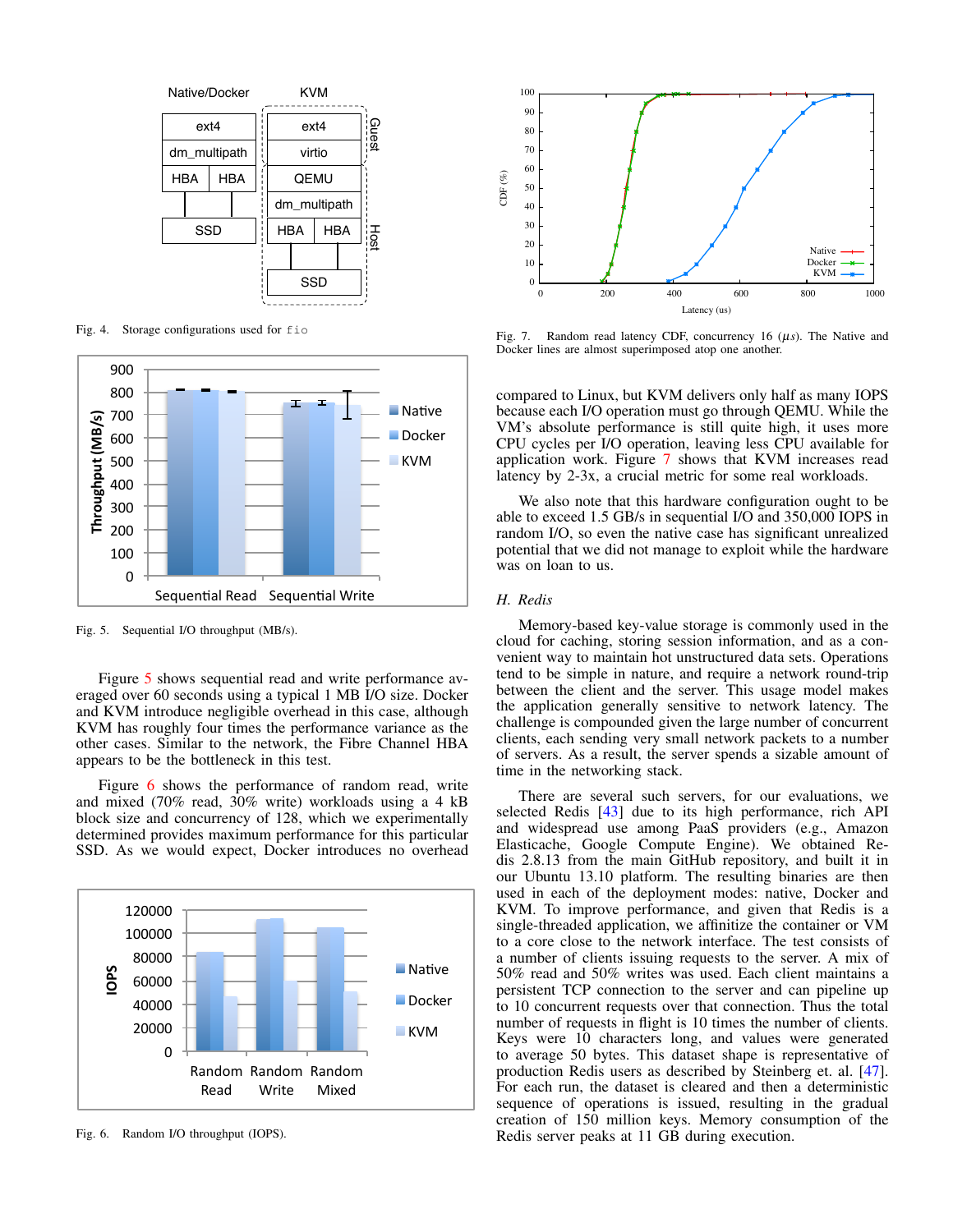Fig. 4. Storage configurations used for fio

Fig. 5. Sequential I/O throughput (MB/s).

Figure 5 shows sequential read and write performance averaged over 60 seconds using a typical 1 MB I/O size. Docker and KVM introduce negligible overhead in this case, although KVM has roughly four times the performance variance as the other cases. Similar to the network, the Fibre Channel HBA appears to be the bottleneck in this test.

Figure 6 shows the performance of random read, write and mixed (70% read, 30% write) workloads using a 4 kB block size and concurrency of 128, which we experimentally determined provides maximum performance for this particular SSD. As we would expect, Docker introduces no overhead compared to Linux, but KVM delivers only half as many IOPS because each I/O operation must go through QEMU. While the VM's absolute performance is still quite high, it uses more CPU cycles per I/O operation, leaving less CPU available for application work. Figure 7 shows that KVM increases read latency by 2-3x, a crucial metric for some real workloads.

Fig. 6. Random I/O throughput (IOPS).

Fig. 7. Random read latency CDF, concurrency 16 ($\mu s$). The Native and Docker lines are almost superimposed atop one another.

We also note that this hardware configuration ought to be able to exceed 1.5 GB/s in sequential I/O and 350,000 IOPS in random I/O, so even the native case has significant unrealized potential that we did not manage to exploit while the hardware was on loan to us.

### H. Redis

Memory-based key-value storage is commonly used in the cloud for caching, storing session information, and as a convenient way to maintain hot unstructured data sets. Operations tend to be simple in nature, and require a network round-trip between the client and the server. This usage model makes the application generally sensitive to network latency. The challenge is compounded given the large number of concurrent clients, each sending very small network packets to a number of servers. As a result, the server spends a sizable amount of time in the networking stack.

There are several such servers, for our evaluations, we selected Redis [43] due to its high performance, rich API and widespread use among PaaS providers (e.g., Amazon Elasticache, Google Compute Engine). We obtained Redis 2.8.13 from the main GitHub repository, and built it in our Ubuntu 13.10 platform. The resulting binaries are then used in each of the deployment modes: native, Docker and KVM. To improve performance, and given that Redis is a single-threaded application, we affinitize the container or VM to a core close to the network interface. The test consists of a number of clients issuing requests to the server. A mix of 50% read and 50% writes was used. Each client maintains a persistent TCP connection to the server and can pipeline up to 10 concurrent requests over that connection. Thus the total number of requests in flight is 10 times the number of clients. Keys were 10 characters long, and values were generated to average 50 bytes. This dataset shape is representative of production Redis users as described by Steinberg et. al. [47]. For each run, the dataset is cleared and then a deterministic sequence of operations is issued, resulting in the gradual creation of 150 million keys. Memory consumption of the Redis server peaks at 11 GB during execution.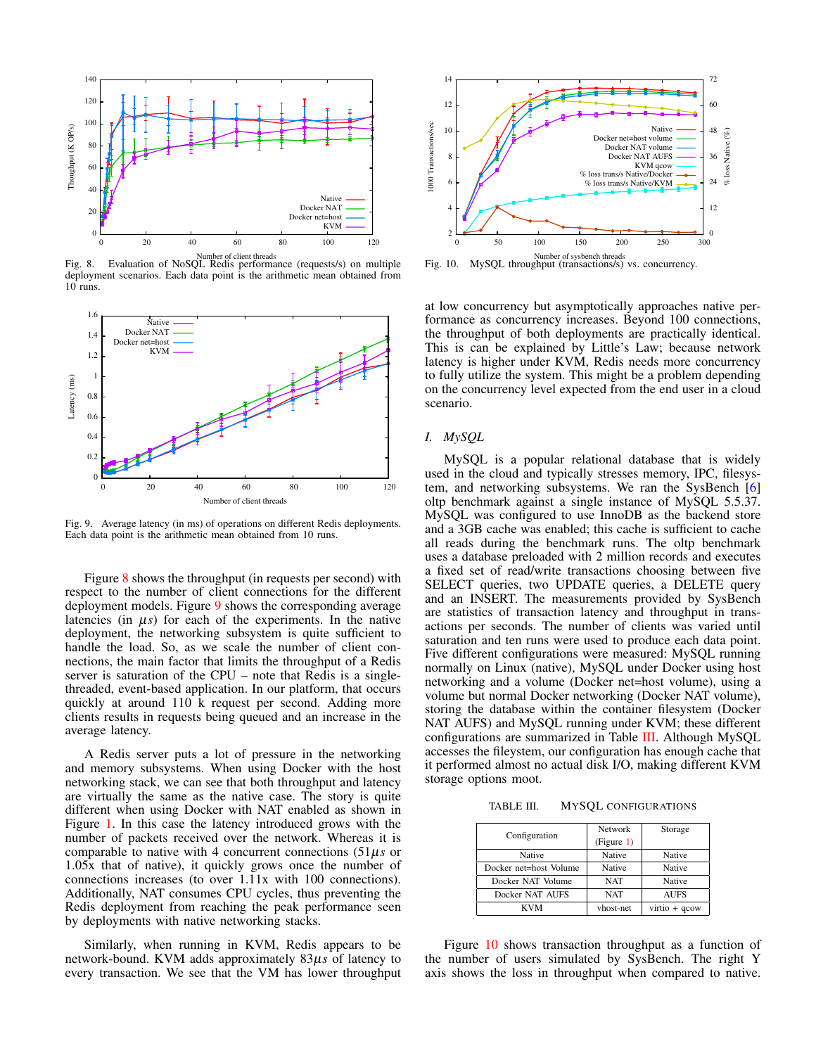Fig. 8. Evaluation of NoSQL Redis performance (requests/s) on multiple deployment scenarios. Each data point is the arithmetic mean obtained from 10 runs.

Fig. 9. Average latency (in ms) of operations on different Redis deployments. Each data point is the arithmetic mean obtained from 10 runs.

Figure 8 shows the throughput (in requests per second) with respect to the number of client connections for the different deployment models. Figure 9 shows the corresponding average latencies (in $\mu s$) for each of the experiments. In the native deployment, the networking subsystem is quite sufficient to handle the load. So, as we scale the number of client connections, the main factor that limits the throughput of a Redis server is saturation of the CPU – note that Redis is a single-threaded, event-based application. In our platform, that occurs quickly at around 110 k request per second. Adding more clients results in requests being queued and an increase in the average latency.

A Redis server puts a lot of pressure in the networking and memory subsystems. When using Docker with the host networking stack, we can see that both throughput and latency are virtually the same as the native case. The story is quite different when using Docker with NAT enabled as shown in Figure 1. In this case the latency introduced grows with the number of packets received over the network. Whereas it is comparable to native with 4 concurrent connections (51$\mu s$ or 1.05x that of native), it quickly grows once the number of connections increases (to over 1.11x with 100 connections). Additionally, NAT consumes CPU cycles, thus preventing the Redis deployment from reaching the peak performance seen by deployments with native networking stacks.

Similarly, when running in KVM, Redis appears to be network-bound. KVM adds approximately 83$\mu s$ of latency to every transaction. We see that the VM has lower throughput at low concurrency but asymptotically approaches native performance as concurrency increases. Beyond 100 connections, the throughput of both deployments are practically identical. This is can be explained by Little's Law; because network latency is higher under KVM, Redis needs more concurrency to fully utilize the system. This might be a problem depending on the concurrency level expected from the end user in a cloud scenario.

Fig. 10. MySQL throughput (transactions/s) vs. concurrency.

### I. MySQL

MySQL is a popular relational database that is widely used in the cloud and typically stresses memory, IPC, filesystem, and networking subsystems. We ran the SysBench [6] oltp benchmark against a single instance of MySQL 5.5.37. MySQL was configured to use InnoDB as the backend store and a 3GB cache was enabled; this cache is sufficient to cache all reads during the benchmark runs. The oltp benchmark uses a database preloaded with 2 million records and executes a fixed set of read/write transactions choosing between five SELECT queries, two UPDATE queries, a DELETE query and an INSERT. The measurements provided by SysBench are statistics of transaction latency and throughput in transactions per seconds. The number of clients was varied until saturation and ten runs were used to produce each data point. Five different configurations were measured: MySQL running normally on Linux (native), MySQL under Docker using host networking and a volume (Docker net=host volume), using a volume but normal Docker networking (Docker NAT volume), storing the database within the container filesystem (Docker NAT AUFS) and MySQL running under KVM; these different configurations are summarized in Table III. Although MySQL accesses the fileystem, our configuration has enough cache that it performed almost no actual disk I/O, making different KVM storage options moot.

TABLE III. MySQL CONFIGURATIONS

| Configuration | Network (Figure 1) | Storage |
|---|---|---|
| Native | Native | Native |
| Docker net=host Volume | Native | Native |
| Docker NAT Volume | NAT | Native |
| Docker NAT AUFS | NAT | AUFS |
| KVM | vhost-net | virtio + qcow |

Figure 10 shows transaction throughput as a function of the number of users simulated by SysBench. The right Y axis shows the loss in throughput when compared to native.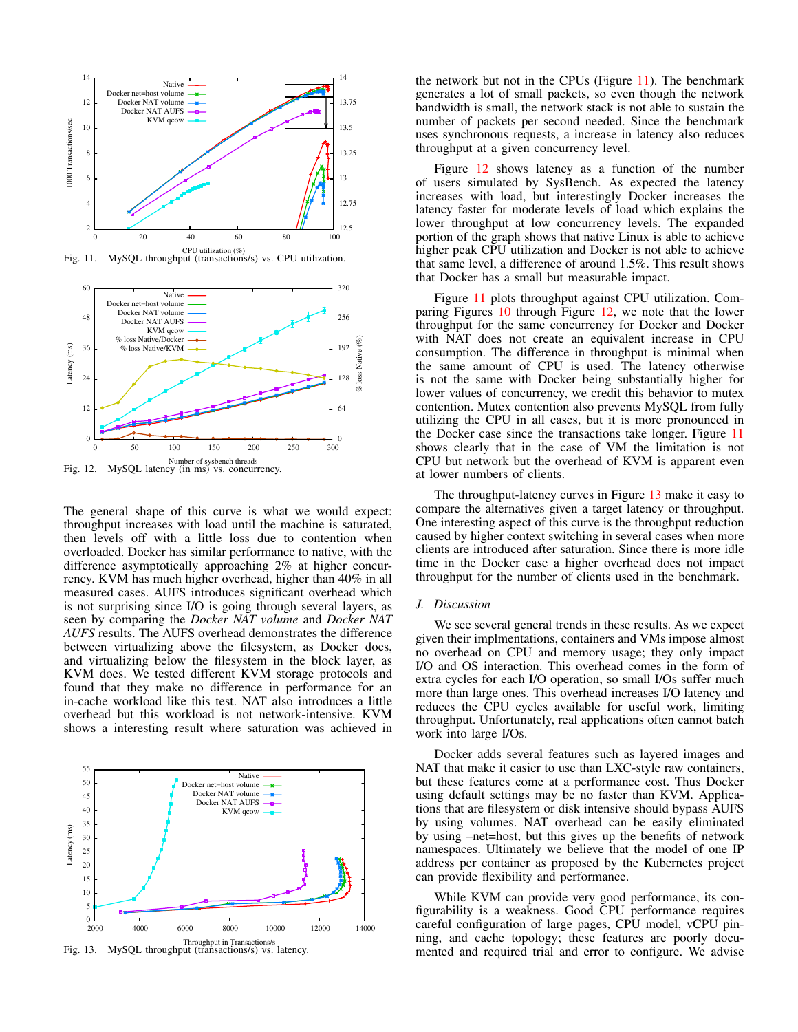Fig. 11. MySQL throughput (transactions/s) vs. CPU utilization.

Fig. 12. MySQL latency (in ms) vs. concurrency.

The general shape of this curve is what we would expect: throughput increases with load until the machine is saturated, then levels off with a little loss due to contention when overloaded. Docker has similar performance to native, with the difference asymptotically approaching 2% at higher concurrency. KVM has much higher overhead, higher than 40% in all measured cases. AUFS introduces significant overhead which is not surprising since I/O is going through several layers, as seen by comparing the *Docker NAT volume* and *Docker NAT AUFS* results. The AUFS overhead demonstrates the difference between virtualizing above the filesystem, as Docker does, and virtualizing below the filesystem in the block layer, as KVM does. We tested different KVM storage protocols and found that they make no difference in performance for an in-cache workload like this test. NAT also introduces a little overhead but this workload is not network-intensive. KVM shows a interesting result where saturation was achieved in the network but not in the CPUs (Figure 11). The benchmark generates a lot of small packets, so even though the network bandwidth is small, the network stack is not able to sustain the number of packets per second needed. Since the benchmark uses synchronous requests, a increase in latency also reduces throughput at a given concurrency level.

Fig. 13. MySQL throughput (transactions/s) vs. latency.

Figure 12 shows latency as a function of the number of users simulated by SysBench. As expected the latency increases with load, but interestingly Docker increases the latency faster for moderate levels of load which explains the lower throughput at low concurrency levels. The expanded portion of the graph shows that native Linux is able to achieve higher peak CPU utilization and Docker is not able to achieve that same level, a difference of around 1.5%. This result shows that Docker has a small but measurable impact.

Figure 11 plots throughput against CPU utilization. Comparing Figures 10 through Figure 12, we note that the lower throughput for the same concurrency for Docker and Docker with NAT does not create an equivalent increase in CPU consumption. The difference in throughput is minimal when the same amount of CPU is used. The latency otherwise is not the same with Docker being substantially higher for lower values of concurrency, we credit this behavior to mutex contention. Mutex contention also prevents MySQL from fully utilizing the CPU in all cases, but it is more pronounced in the Docker case since the transactions take longer. Figure 11 shows clearly that in the case of VM the limitation is not CPU but network but the overhead of KVM is apparent even at lower numbers of clients.

The throughput-latency curves in Figure 13 make it easy to compare the alternatives given a target latency or throughput. One interesting aspect of this curve is the throughput reduction caused by higher context switching in several cases when more clients are introduced after saturation. Since there is more idle time in the Docker case a higher overhead does not impact throughput for the number of clients used in the benchmark.

### J. Discussion

We see several general trends in these results. As we expect given their implmentations, containers and VMs impose almost no overhead on CPU and memory usage; they only impact I/O and OS interaction. This overhead comes in the form of extra cycles for each I/O operation, so small I/Os suffer much more than large ones. This overhead increases I/O latency and reduces the CPU cycles available for useful work, limiting throughput. Unfortunately, real applications often cannot batch work into large I/Os.

Docker adds several features such as layered images and NAT that make it easier to use than LXC-style raw containers, but these features come at a performance cost. Thus Docker using default settings may be no faster than KVM. Applications that are filesystem or disk intensive should bypass AUFS by using volumes. NAT overhead can be easily eliminated by using –net=host, but this gives up the benefits of network namespaces. Ultimately we believe that the model of one IP address per container as proposed by the Kubernetes project can provide flexibility and performance.

While KVM can provide very good performance, its configurability is a weakness. Good CPU performance requires careful configuration of large pages, CPU model, vCPU pinning, and cache topology; these features are poorly documented and required trial and error to configure. We advise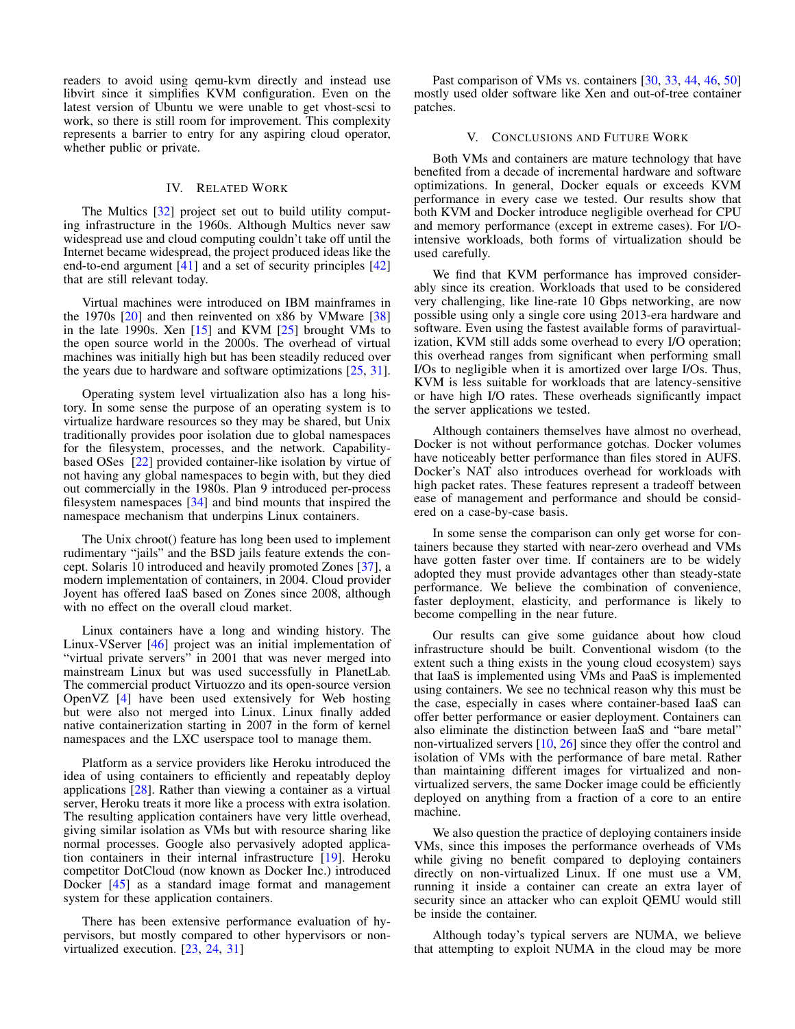readers to avoid using qemu-kvm directly and instead use libvirt since it simplifies KVM configuration. Even on the latest version of Ubuntu we were unable to get vhost-scsi to work, so there is still room for improvement. This complexity represents a barrier to entry for any aspiring cloud operator, whether public or private.

## IV. Related Work

The Multics [32] project set out to build utility computing infrastructure in the 1960s. Although Multics never saw widespread use and cloud computing couldn't take off until the Internet became widespread, the project produced ideas like the end-to-end argument [41] and a set of security principles [42] that are still relevant today.

Virtual machines were introduced on IBM mainframes in the 1970s [20] and then reinvented on x86 by VMware [38] in the late 1990s. Xen [15] and KVM [25] brought VMs to the open source world in the 2000s. The overhead of virtual machines was initially high but has been steadily reduced over the years due to hardware and software optimizations [25, 31].

Operating system level virtualization also has a long history. In some sense the purpose of an operating system is to virtualize hardware resources so they may be shared, but Unix traditionally provides poor isolation due to global namespaces for the filesystem, processes, and the network. Capability-based OSes [22] provided container-like isolation by virtue of not having any global namespaces to begin with, but they died out commercially in the 1980s. Plan 9 introduced per-process filesystem namespaces [34] and bind mounts that inspired the namespace mechanism that underpins Linux containers.

The Unix chroot() feature has long been used to implement rudimentary "jails" and the BSD jails feature extends the concept. Solaris 10 introduced and heavily promoted Zones [37], a modern implementation of containers, in 2004. Cloud provider Joyent has offered IaaS based on Zones since 2008, although with no effect on the overall cloud market.

Linux containers have a long and winding history. The Linux-VServer [46] project was an initial implementation of "virtual private servers" in 2001 that was never merged into mainstream Linux but was used successfully in PlanetLab. The commercial product Virtuozzo and its open-source version OpenVZ [4] have been used extensively for Web hosting but were also not merged into Linux. Linux finally added native containerization starting in 2007 in the form of kernel namespaces and the LXC userspace tool to manage them.

Platform as a service providers like Heroku introduced the idea of using containers to efficiently and repeatably deploy applications [28]. Rather than viewing a container as a virtual server, Heroku treats it more like a process with extra isolation. The resulting application containers have very little overhead, giving similar isolation as VMs but with resource sharing like normal processes. Google also pervasively adopted application containers in their internal infrastructure [19]. Heroku competitor DotCloud (now known as Docker Inc.) introduced Docker [45] as a standard image format and management system for these application containers.

There has been extensive performance evaluation of hypervisors, but mostly compared to other hypervisors or non-virtualized execution. [23, 24, 31]

Past comparison of VMs vs. containers [30, 33, 44, 46, 50] mostly used older software like Xen and out-of-tree container patches.

## V. Conclusions and Future Work

Both VMs and containers are mature technology that have benefited from a decade of incremental hardware and software optimizations. In general, Docker equals or exceeds KVM performance in every case we tested. Our results show that both KVM and Docker introduce negligible overhead for CPU and memory performance (except in extreme cases). For I/O-intensive workloads, both forms of virtualization should be used carefully.

We find that KVM performance has improved considerably since its creation. Workloads that used to be considered very challenging, like line-rate 10 Gbps networking, are now possible using only a single core using 2013-era hardware and software. Even using the fastest available forms of paravirtualization, KVM still adds some overhead to every I/O operation; this overhead ranges from significant when performing small I/Os to negligible when it is amortized over large I/Os. Thus, KVM is less suitable for workloads that are latency-sensitive or have high I/O rates. These overheads significantly impact the server applications we tested.

Although containers themselves have almost no overhead, Docker is not without performance gotchas. Docker volumes have noticeably better performance than files stored in AUFS. Docker's NAT also introduces overhead for workloads with high packet rates. These features represent a tradeoff between ease of management and performance and should be considered on a case-by-case basis.

In some sense the comparison can only get worse for containers because they started with near-zero overhead and VMs have gotten faster over time. If containers are to be widely adopted they must provide advantages other than steady-state performance. We believe the combination of convenience, faster deployment, elasticity, and performance is likely to become compelling in the near future.

Our results can give some guidance about how cloud infrastructure should be built. Conventional wisdom (to the extent such a thing exists in the young cloud ecosystem) says that IaaS is implemented using VMs and PaaS is implemented using containers. We see no technical reason why this must be the case, especially in cases where container-based IaaS can offer better performance or easier deployment. Containers can also eliminate the distinction between IaaS and "bare metal" non-virtualized servers [10, 26] since they offer the control and isolation of VMs with the performance of bare metal. Rather than maintaining different images for virtualized and non-virtualized servers, the same Docker image could be efficiently deployed on anything from a fraction of a core to an entire machine.

We also question the practice of deploying containers inside VMs, since this imposes the performance overheads of VMs while giving no benefit compared to deploying containers directly on non-virtualized Linux. If one must use a VM, running it inside a container can create an extra layer of security since an attacker who can exploit QEMU would still be inside the container.

Although today's typical servers are NUMA, we believe that attempting to exploit NUMA in the cloud may be more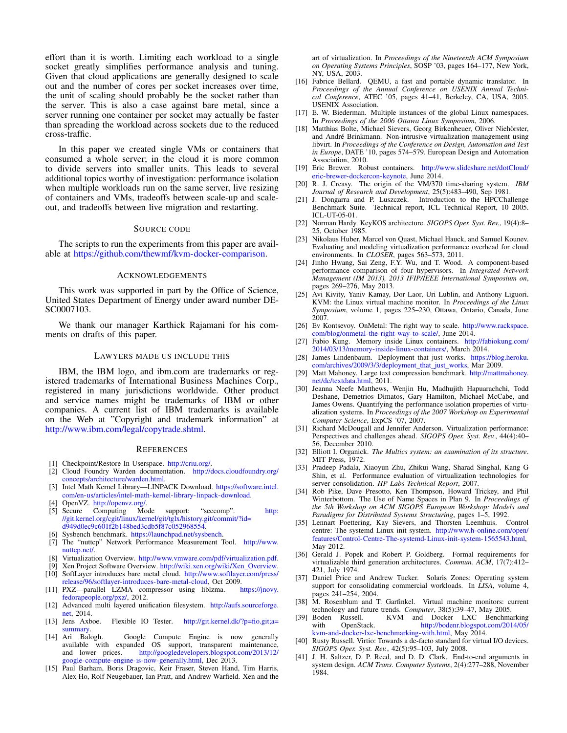effort than it is worth. Limiting each workload to a single socket greatly simplifies performance analysis and tuning. Given that cloud applications are generally designed to scale out and the number of cores per socket increases over time, the unit of scaling should probably be the socket rather than the server. This is also a case against bare metal, since a server running one container per socket may actually be faster than spreading the workload across sockets due to the reduced cross-traffic.

In this paper we created single VMs or containers that consumed a whole server; in the cloud it is more common to divide servers into smaller units. This leads to several additional topics worthy of investigation: performance isolation when multiple workloads run on the same server, live resizing of containers and VMs, tradeoffs between scale-up and scale-out, and tradeoffs between live migration and restarting.

## Source code

The scripts to run the experiments from this paper are available at https://github.com/thewmf/kvm-docker-comparison.

## Acknowledgements

This work was supported in part by the Office of Science, United States Department of Energy under award number DE-SC0007103.

We thank our manager Karthick Rajamani for his comments on drafts of this paper.

## Lawyers made us include this

IBM, the IBM logo, and ibm.com are trademarks or registered trademarks of International Business Machines Corp., registered in many jurisdictions worldwide. Other product and service names might be trademarks of IBM or other companies. A current list of IBM trademarks is available on the Web at "Copyright and trademark information" at http://www.ibm.com/legal/copytrade.shtml.

## References

[1] Checkpoint/Restore In Userspace. http://criu.org/.

[2] Cloud Foundry Warden documentation. http://docs.cloudfoundry.org/concepts/architecture/warden.html.

[3] Intel Math Kernel Library—LINPACK Download. https://software.intel.com/en-us/articles/intel-math-kernel-library-linpack-download.

[4] OpenVZ. http://openvz.org/.

[5] Secure Computing Mode support: "seccomp". http://git.kernel.org/cgit/linux/kernel/git/tglx/history.git/commit/?id=d949d0ec9c601f2b148bed3cdb5f87c052968554.

[6] Sysbench benchmark. https://launchpad.net/sysbench.

[7] The "nuttcp" Network Performance Measurement Tool. http://www.nuttcp.net/.

[8] Virtualization Overview. http://www.vmware.com/pdf/virtualization.pdf.

[9] Xen Project Software Overview. http://wiki.xen.org/wiki/Xen_Overview.

[10] SoftLayer introduces bare metal cloud. http://www.softlayer.com/press/release/96/softlayer-introduces-bare-metal-cloud, Oct 2009.

[11] PXZ—parallel LZMA compressor using liblzma. https://jnovy.fedorapeople.org/pxz/, 2012.

[12] Advanced multi layered unification filesystem. http://aufs.sourceforge.net, 2014.

[13] Jens Axboe. Flexible IO Tester. http://git.kernel.dk/?p=fio.git;a=summary.

[14] Ari Balogh. Google Compute Engine is now generally available with expanded OS support, transparent maintenance, and lower prices. http://googledevelopers.blogspot.com/2013/12/google-compute-engine-is-now-generally.html, Dec 2013.

[15] Paul Barham, Boris Dragovic, Keir Fraser, Steven Hand, Tim Harris, Alex Ho, Rolf Neugebauer, Ian Pratt, and Andrew Warfield. Xen and the art of virtualization. In *Proceedings of the Nineteenth ACM Symposium on Operating Systems Principles*, SOSP '03, pages 164–177, New York, NY, USA, 2003.

[16] Fabrice Bellard. QEMU, a fast and portable dynamic translator. In *Proceedings of the Annual Conference on USENIX Annual Technical Conference*, ATEC '05, pages 41–41, Berkeley, CA, USA, 2005. USENIX Association.

[17] E. W. Biederman. Multiple instances of the global Linux namespaces. In *Proceedings of the 2006 Ottawa Linux Symposium*, 2006.

[18] Matthias Bolte, Michael Sievers, Georg Birkenheuer, Oliver Niehörster, and André Brinkmann. Non-intrusive virtualization management using libvirt. In *Proceedings of the Conference on Design, Automation and Test in Europe*, DATE '10, pages 574–579. European Design and Automation Association, 2010.

[19] Eric Brewer. Robust containers. http://www.slideshare.net/dotCloud/eric-brewer-dockercon-keynote, June 2014.

[20] R. J. Creasy. The origin of the VM/370 time-sharing system. *IBM Journal of Research and Development*, 25(5):483–490, Sep 1981.

[21] J. Dongarra and P. Luszczek. Introduction to the HPCChallenge Benchmark Suite. Technical report, ICL Technical Report, 10 2005. ICL-UT-05-01.

[22] Norman Hardy. KeyKOS architecture. *SIGOPS Oper. Syst. Rev.*, 19(4):8–25, October 1985.

[23] Nikolaus Huber, Marcel von Quast, Michael Hauck, and Samuel Kounev. Evaluating and modeling virtualization performance overhead for cloud environments. In *CLOSER*, pages 563–573, 2011.

[24] Jinho Hwang, Sai Zeng, F.Y. Wu, and T. Wood. A component-based performance comparison of four hypervisors. In *Integrated Network Management (IM 2013), 2013 IFIP/IEEE International Symposium on*, pages 269–276, May 2013.

[25] Avi Kivity, Yaniv Kamay, Dor Laor, Uri Lublin, and Anthony Liguori. KVM: the Linux virtual machine monitor. In *Proceedings of the Linux Symposium*, volume 1, pages 225–230, Ottawa, Ontario, Canada, June 2007.

[26] Ev Kontsevoy. OnMetal: The right way to scale. http://www.rackspace.com/blog/onmetal-the-right-way-to-scale/, June 2014.

[27] Fabio Kung. Memory inside Linux containers. http://fabiokung.com/2014/03/13/memory-inside-linux-containers/, March 2014.

[28] James Lindenbaum. Deployment that just works. https://blog.heroku.com/archives/2009/3/3/deployment_that_just_works, Mar 2009.

[29] Matt Mahoney. Large text compression benchmark. http://mattmahoney.net/dc/textdata.html, 2011.

[30] Jeanna Neefe Matthews, Wenjin Hu, Madhujith Hapuarachchi, Todd Deshane, Demetrios Dimatos, Gary Hamilton, Michael McCabe, and James Owens. Quantifying the performance isolation properties of virtualization systems. In *Proceedings of the 2007 Workshop on Experimental Computer Science*, ExpCS '07, 2007.

[31] Richard McDougall and Jennifer Anderson. Virtualization performance: Perspectives and challenges ahead. *SIGOPS Oper. Syst. Rev.*, 44(4):40–56, December 2010.

[32] Elliott I. Organick. *The Multics system: an examination of its structure*. MIT Press, 1972.

[33] Pradeep Padala, Xiaoyun Zhu, Zhikui Wang, Sharad Singhal, Kang G Shin, et al. Performance evaluation of virtualization technologies for server consolidation. *HP Labs Technical Report*, 2007.

[34] Rob Pike, Dave Presotto, Ken Thompson, Howard Trickey, and Phil Winterbottom. The Use of Name Spaces in Plan 9. In *Proceedings of the 5th Workshop on ACM SIGOPS European Workshop: Models and Paradigms for Distributed Systems Structuring*, pages 1–5, 1992.

[35] Lennart Poettering, Kay Sievers, and Thorsten Leemhuis. Control centre: The systemd Linux init system. http://www.h-online.com/open/features/Control-Centre-The-systemd-Linux-init-system-1565543.html, May 2012.

[36] Gerald J. Popek and Robert P. Goldberg. Formal requirements for virtualizable third generation architectures. *Commun. ACM*, 17(7):412–421, July 1974.

[37] Daniel Price and Andrew Tucker. Solaris Zones: Operating system support for consolidating commercial workloads. In *LISA*, volume 4, pages 241–254, 2004.

[38] M. Rosenblum and T. Garfinkel. Virtual machine monitors: current technology and future trends. *Computer*, 38(5):39–47, May 2005.

[39] Boden Russell. KVM and Docker LXC Benchmarking with OpenStack. http://bodenr.blogspot.com/2014/05/kvm-and-docker-lxc-benchmarking-with.html, May 2014.

[40] Rusty Russell. Virtio: Towards a de-facto standard for virtual I/O devices. *SIGOPS Oper. Syst. Rev.*, 42(5):95–103, July 2008.

[41] J. H. Saltzer, D. P. Reed, and D. D. Clark. End-to-end arguments in system design. *ACM Trans. Computer Systems*, 2(4):277–288, November 1984.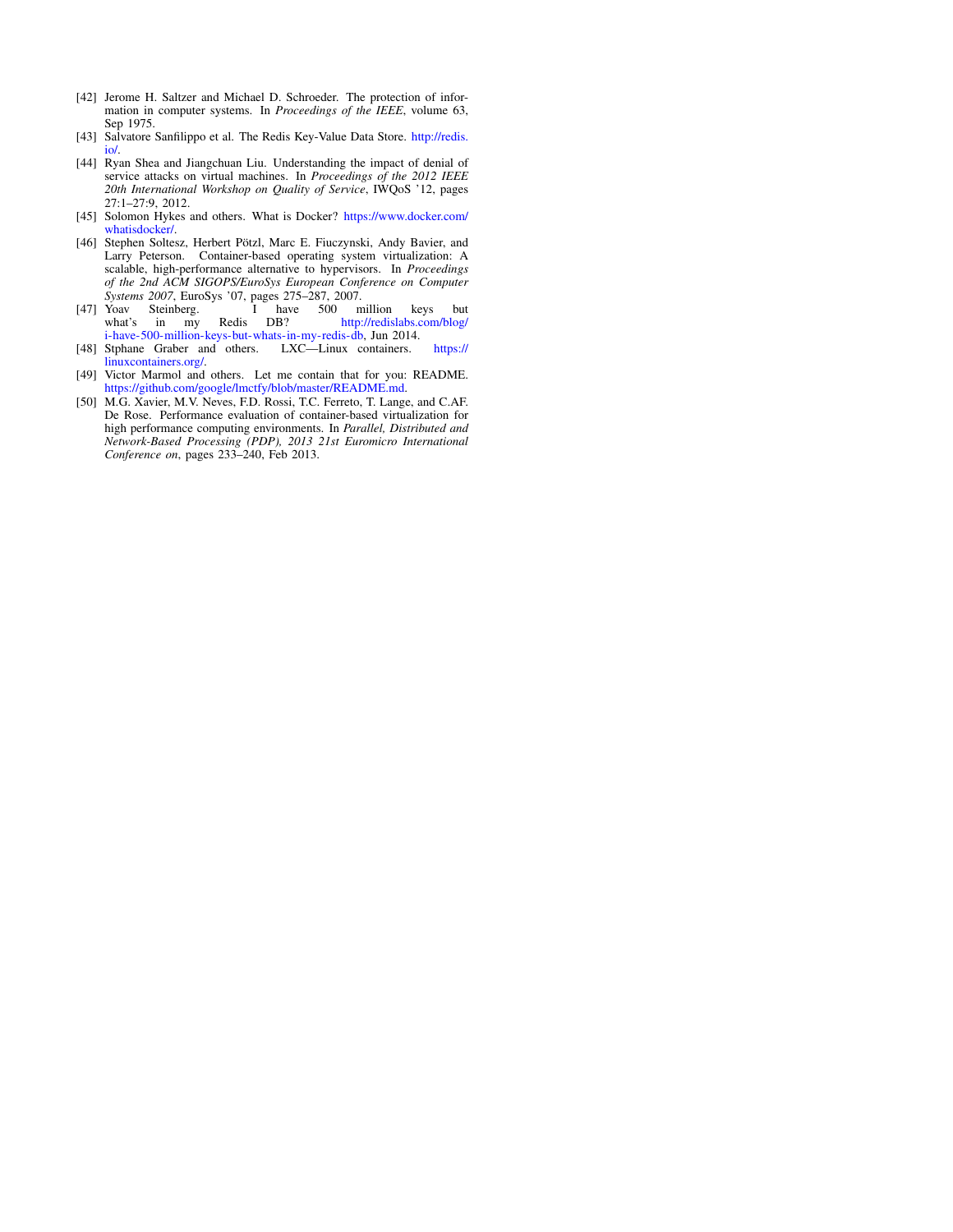[42] Jerome H. Saltzer and Michael D. Schroeder. The protection of information in computer systems. In *Proceedings of the IEEE*, volume 63, Sep 1975.

[43] Salvatore Sanfilippo et al. The Redis Key-Value Data Store. http://redis.io/.

[44] Ryan Shea and Jiangchuan Liu. Understanding the impact of denial of service attacks on virtual machines. In *Proceedings of the 2012 IEEE 20th International Workshop on Quality of Service*, IWQoS '12, pages 27:1–27:9, 2012.

[45] Solomon Hykes and others. What is Docker? https://www.docker.com/whatisdocker/.

[46] Stephen Soltesz, Herbert Pötzl, Marc E. Fiuczynski, Andy Bavier, and Larry Peterson. Container-based operating system virtualization: A scalable, high-performance alternative to hypervisors. In *Proceedings of the 2nd ACM SIGOPS/EuroSys European Conference on Computer Systems 2007*, EuroSys '07, pages 275–287, 2007.

[47] Yoav Steinberg. I have 500 million keys but what's in my Redis DB? http://redislabs.com/blog/i-have-500-million-keys-but-whats-in-my-redis-db, Jun 2014.

[48] Stphane Graber and others. LXC—Linux containers. https://linuxcontainers.org/.

[49] Victor Marmol and others. Let me contain that for you: README. https://github.com/google/lmctfy/blob/master/README.md.

[50] M.G. Xavier, M.V. Neves, F.D. Rossi, T.C. Ferreto, T. Lange, and C.AF. De Rose. Performance evaluation of container-based virtualization for high performance computing environments. In *Parallel, Distributed and Network-Based Processing (PDP), 2013 21st Euromicro International Conference on*, pages 233–240, Feb 2013.